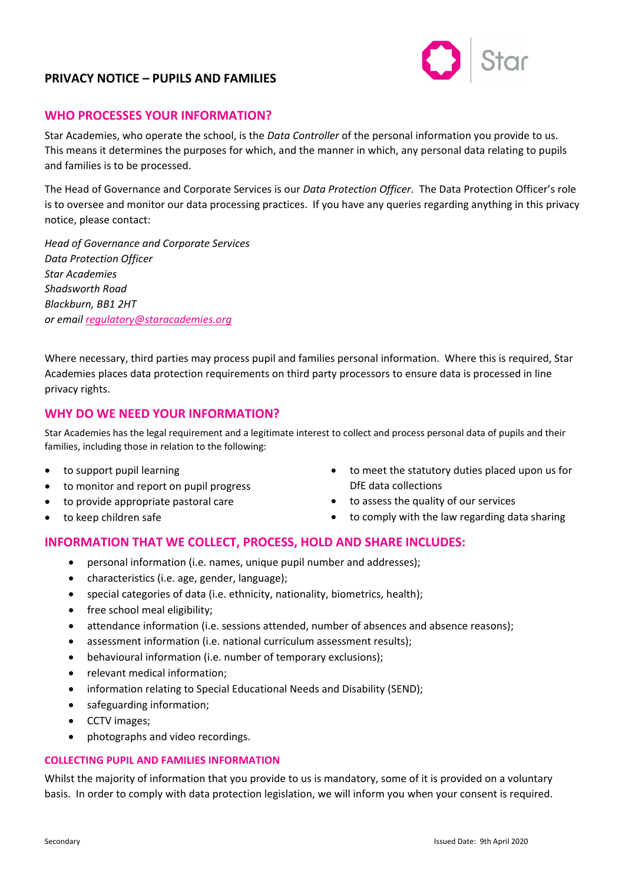# PRIVACY NOTICE – PUPILS AND FAMILIES

## WHO PROCESSES YOUR INFORMATION?

Star Academies, who operate the school, is the *Data Controller* of the personal information you provide to us. This means it determines the purposes for which, and the manner in which, any personal data relating to pupils and families is to be processed.

The Head of Governance and Corporate Services is our *Data Protection Officer*. The Data Protection Officer's role is to oversee and monitor our data processing practices. If you have any queries regarding anything in this privacy notice, please contact:

*Head of Governance and Corporate Services*
*Data Protection Officer*
*Star Academies*
*Shadsworth Road*
*Blackburn, BB1 2HT*
*or email regulatory@staracademies.org*

Where necessary, third parties may process pupil and families personal information. Where this is required, Star Academies places data protection requirements on third party processors to ensure data is processed in line privacy rights.

## WHY DO WE NEED YOUR INFORMATION?

Star Academies has the legal requirement and a legitimate interest to collect and process personal data of pupils and their families, including those in relation to the following:

- to support pupil learning
- to monitor and report on pupil progress
- to provide appropriate pastoral care
- to keep children safe
- to meet the statutory duties placed upon us for DfE data collections
- to assess the quality of our services
- to comply with the law regarding data sharing

## INFORMATION THAT WE COLLECT, PROCESS, HOLD AND SHARE INCLUDES:

- personal information (i.e. names, unique pupil number and addresses);
- characteristics (i.e. age, gender, language);
- special categories of data (i.e. ethnicity, nationality, biometrics, health);
- free school meal eligibility;
- attendance information (i.e. sessions attended, number of absences and absence reasons);
- assessment information (i.e. national curriculum assessment results);
- behavioural information (i.e. number of temporary exclusions);
- relevant medical information;
- information relating to Special Educational Needs and Disability (SEND);
- safeguarding information;
- CCTV images;
- photographs and video recordings.

### COLLECTING PUPIL AND FAMILIES INFORMATION

Whilst the majority of information that you provide to us is mandatory, some of it is provided on a voluntary basis. In order to comply with data protection legislation, we will inform you when your consent is required.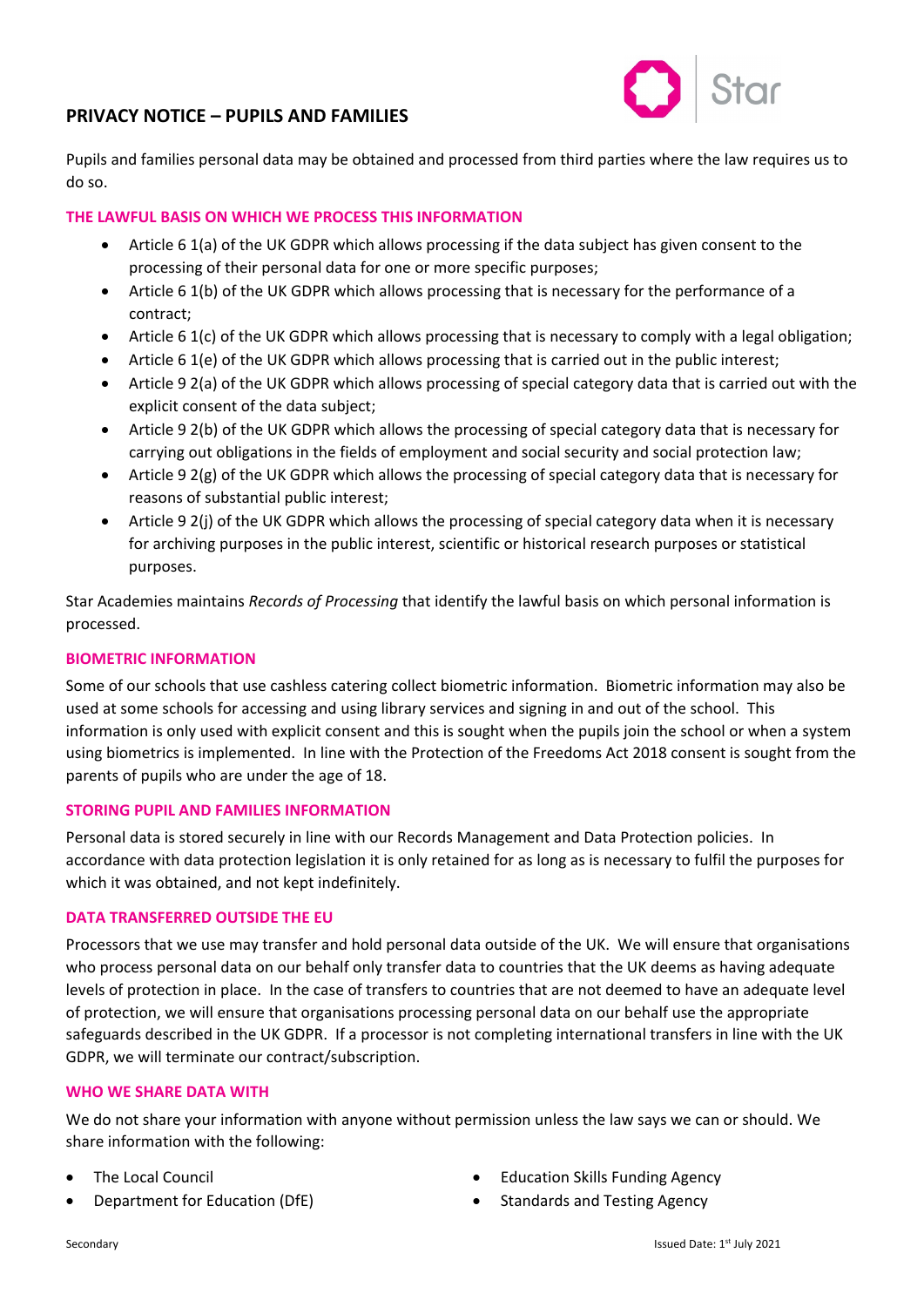## PRIVACY NOTICE – PUPILS AND FAMILIES

Pupils and families personal data may be obtained and processed from third parties where the law requires us to do so.

### THE LAWFUL BASIS ON WHICH WE PROCESS THIS INFORMATION

- Article 6 1(a) of the UK GDPR which allows processing if the data subject has given consent to the processing of their personal data for one or more specific purposes;
- Article 6 1(b) of the UK GDPR which allows processing that is necessary for the performance of a contract;
- Article 6 1(c) of the UK GDPR which allows processing that is necessary to comply with a legal obligation;
- Article 6 1(e) of the UK GDPR which allows processing that is carried out in the public interest;
- Article 9 2(a) of the UK GDPR which allows processing of special category data that is carried out with the explicit consent of the data subject;
- Article 9 2(b) of the UK GDPR which allows the processing of special category data that is necessary for carrying out obligations in the fields of employment and social security and social protection law;
- Article 9 2(g) of the UK GDPR which allows the processing of special category data that is necessary for reasons of substantial public interest;
- Article 9 2(j) of the UK GDPR which allows the processing of special category data when it is necessary for archiving purposes in the public interest, scientific or historical research purposes or statistical purposes.

Star Academies maintains *Records of Processing* that identify the lawful basis on which personal information is processed.

### BIOMETRIC INFORMATION

Some of our schools that use cashless catering collect biometric information. Biometric information may also be used at some schools for accessing and using library services and signing in and out of the school. This information is only used with explicit consent and this is sought when the pupils join the school or when a system using biometrics is implemented. In line with the Protection of the Freedoms Act 2018 consent is sought from the parents of pupils who are under the age of 18.

### STORING PUPIL AND FAMILIES INFORMATION

Personal data is stored securely in line with our Records Management and Data Protection policies. In accordance with data protection legislation it is only retained for as long as is necessary to fulfil the purposes for which it was obtained, and not kept indefinitely.

### DATA TRANSFERRED OUTSIDE THE EU

Processors that we use may transfer and hold personal data outside of the UK. We will ensure that organisations who process personal data on our behalf only transfer data to countries that the UK deems as having adequate levels of protection in place. In the case of transfers to countries that are not deemed to have an adequate level of protection, we will ensure that organisations processing personal data on our behalf use the appropriate safeguards described in the UK GDPR. If a processor is not completing international transfers in line with the UK GDPR, we will terminate our contract/subscription.

### WHO WE SHARE DATA WITH

We do not share your information with anyone without permission unless the law says we can or should. We share information with the following:

- The Local Council
- Department for Education (DfE)
- Education Skills Funding Agency
- Standards and Testing Agency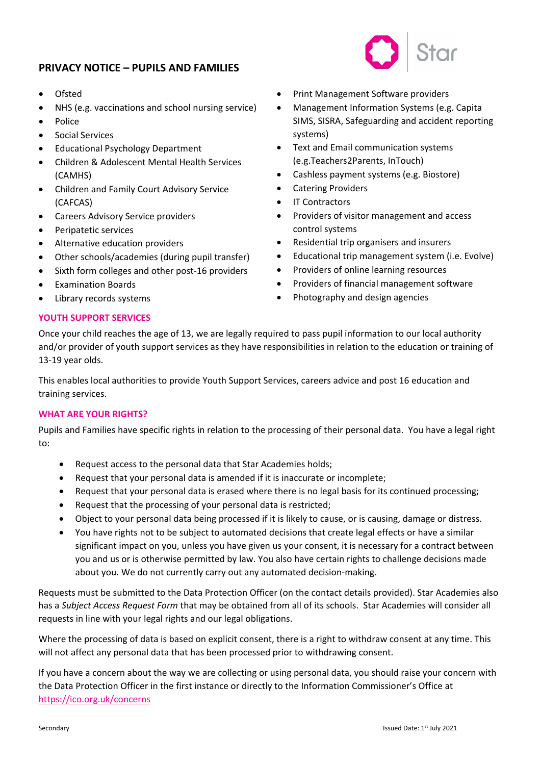## PRIVACY NOTICE – PUPILS AND FAMILIES

- Ofsted
- NHS (e.g. vaccinations and school nursing service)
- Police
- Social Services
- Educational Psychology Department
- Children & Adolescent Mental Health Services (CAMHS)
- Children and Family Court Advisory Service (CAFCAS)
- Careers Advisory Service providers
- Peripatetic services
- Alternative education providers
- Other schools/academies (during pupil transfer)
- Sixth form colleges and other post-16 providers
- Examination Boards
- Library records systems
- Print Management Software providers
- Management Information Systems (e.g. Capita SIMS, SISRA, Safeguarding and accident reporting systems)
- Text and Email communication systems (e.g.Teachers2Parents, InTouch)
- Cashless payment systems (e.g. Biostore)
- Catering Providers
- IT Contractors
- Providers of visitor management and access control systems
- Residential trip organisers and insurers
- Educational trip management system (i.e. Evolve)
- Providers of online learning resources
- Providers of financial management software
- Photography and design agencies

### YOUTH SUPPORT SERVICES

Once your child reaches the age of 13, we are legally required to pass pupil information to our local authority and/or provider of youth support services as they have responsibilities in relation to the education or training of 13-19 year olds.

This enables local authorities to provide Youth Support Services, careers advice and post 16 education and training services.

### WHAT ARE YOUR RIGHTS?

Pupils and Families have specific rights in relation to the processing of their personal data. You have a legal right to:

- Request access to the personal data that Star Academies holds;
- Request that your personal data is amended if it is inaccurate or incomplete;
- Request that your personal data is erased where there is no legal basis for its continued processing;
- Request that the processing of your personal data is restricted;
- Object to your personal data being processed if it is likely to cause, or is causing, damage or distress.
- You have rights not to be subject to automated decisions that create legal effects or have a similar significant impact on you, unless you have given us your consent, it is necessary for a contract between you and us or is otherwise permitted by law. You also have certain rights to challenge decisions made about you. We do not currently carry out any automated decision-making.

Requests must be submitted to the Data Protection Officer (on the contact details provided). Star Academies also has a *Subject Access Request Form* that may be obtained from all of its schools. Star Academies will consider all requests in line with your legal rights and our legal obligations.

Where the processing of data is based on explicit consent, there is a right to withdraw consent at any time. This will not affect any personal data that has been processed prior to withdrawing consent.

If you have a concern about the way we are collecting or using personal data, you should raise your concern with the Data Protection Officer in the first instance or directly to the Information Commissioner's Office at https://ico.org.uk/concerns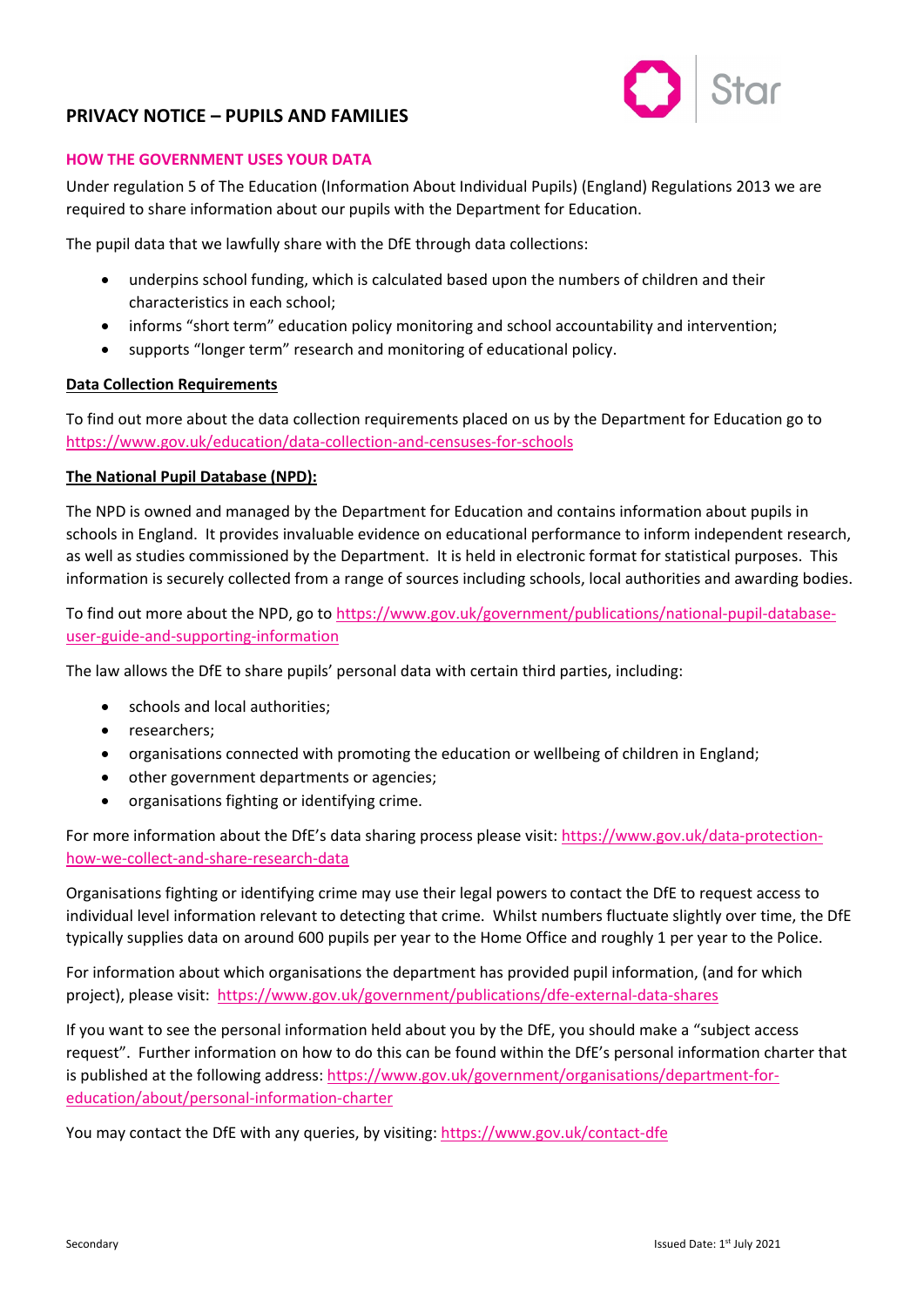## PRIVACY NOTICE – PUPILS AND FAMILIES

### HOW THE GOVERNMENT USES YOUR DATA

Under regulation 5 of The Education (Information About Individual Pupils) (England) Regulations 2013 we are required to share information about our pupils with the Department for Education.

The pupil data that we lawfully share with the DfE through data collections:

- underpins school funding, which is calculated based upon the numbers of children and their characteristics in each school;
- informs "short term" education policy monitoring and school accountability and intervention;
- supports "longer term" research and monitoring of educational policy.

**Data Collection Requirements**

To find out more about the data collection requirements placed on us by the Department for Education go to https://www.gov.uk/education/data-collection-and-censuses-for-schools

**The National Pupil Database (NPD):**

The NPD is owned and managed by the Department for Education and contains information about pupils in schools in England. It provides invaluable evidence on educational performance to inform independent research, as well as studies commissioned by the Department. It is held in electronic format for statistical purposes. This information is securely collected from a range of sources including schools, local authorities and awarding bodies.

To find out more about the NPD, go to https://www.gov.uk/government/publications/national-pupil-database-user-guide-and-supporting-information

The law allows the DfE to share pupils' personal data with certain third parties, including:

- schools and local authorities;
- researchers;
- organisations connected with promoting the education or wellbeing of children in England;
- other government departments or agencies;
- organisations fighting or identifying crime.

For more information about the DfE's data sharing process please visit: https://www.gov.uk/data-protection-how-we-collect-and-share-research-data

Organisations fighting or identifying crime may use their legal powers to contact the DfE to request access to individual level information relevant to detecting that crime. Whilst numbers fluctuate slightly over time, the DfE typically supplies data on around 600 pupils per year to the Home Office and roughly 1 per year to the Police.

For information about which organisations the department has provided pupil information, (and for which project), please visit: https://www.gov.uk/government/publications/dfe-external-data-shares

If you want to see the personal information held about you by the DfE, you should make a "subject access request". Further information on how to do this can be found within the DfE's personal information charter that is published at the following address: https://www.gov.uk/government/organisations/department-for-education/about/personal-information-charter

You may contact the DfE with any queries, by visiting: https://www.gov.uk/contact-dfe